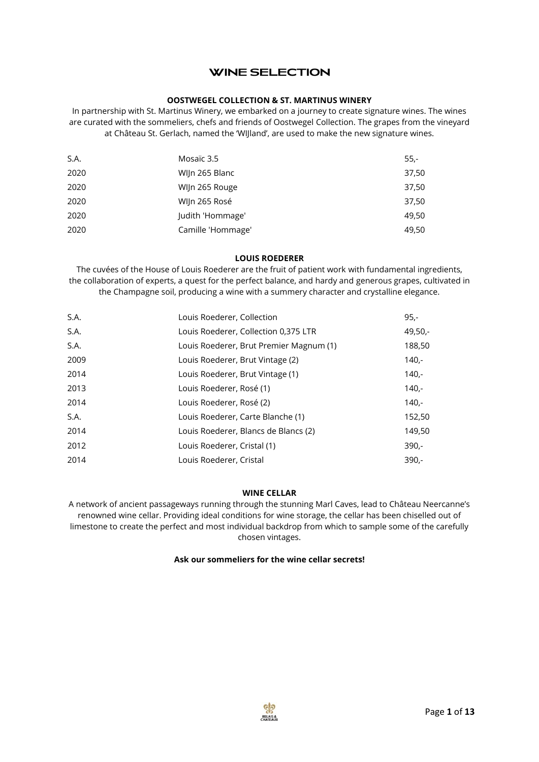# WINE SELECTION

### OOSTWEGEL COLLECTION & ST. MARTINUS WINERY

In partnership with St. Martinus Winery, we embarked on a journey to create signature wines. The wines are curated with the sommeliers, chefs and friends of Oostwegel Collection. The grapes from the vineyard at Château St. Gerlach, named the 'WIJland', are used to make the new signature wines.

| | | |
|---|---|---|
| S.A. | Mosaïc 3.5 | 55,- |
| 2020 | WIJn 265 Blanc | 37,50 |
| 2020 | WIJn 265 Rouge | 37,50 |
| 2020 | WIJn 265 Rosé | 37,50 |
| 2020 | Judith 'Hommage' | 49,50 |
| 2020 | Camille 'Hommage' | 49,50 |

### LOUIS ROEDERER

The cuvées of the House of Louis Roederer are the fruit of patient work with fundamental ingredients, the collaboration of experts, a quest for the perfect balance, and hardy and generous grapes, cultivated in the Champagne soil, producing a wine with a summery character and crystalline elegance.

| | | |
|---|---|---|
| S.A. | Louis Roederer, Collection | 95,- |
| S.A. | Louis Roederer, Collection 0,375 LTR | 49,50,- |
| S.A. | Louis Roederer, Brut Premier Magnum (1) | 188,50 |
| 2009 | Louis Roederer, Brut Vintage (2) | 140,- |
| 2014 | Louis Roederer, Brut Vintage (1) | 140,- |
| 2013 | Louis Roederer, Rosé (1) | 140,- |
| 2014 | Louis Roederer, Rosé (2) | 140,- |
| S.A. | Louis Roederer, Carte Blanche (1) | 152,50 |
| 2014 | Louis Roederer, Blancs de Blancs (2) | 149,50 |
| 2012 | Louis Roederer, Cristal (1) | 390,- |
| 2014 | Louis Roederer, Cristal | 390,- |

### WINE CELLAR

A network of ancient passageways running through the stunning Marl Caves, lead to Château Neercanne's renowned wine cellar. Providing ideal conditions for wine storage, the cellar has been chiselled out of limestone to create the perfect and most individual backdrop from which to sample some of the carefully chosen vintages.

**Ask our sommeliers for the wine cellar secrets!**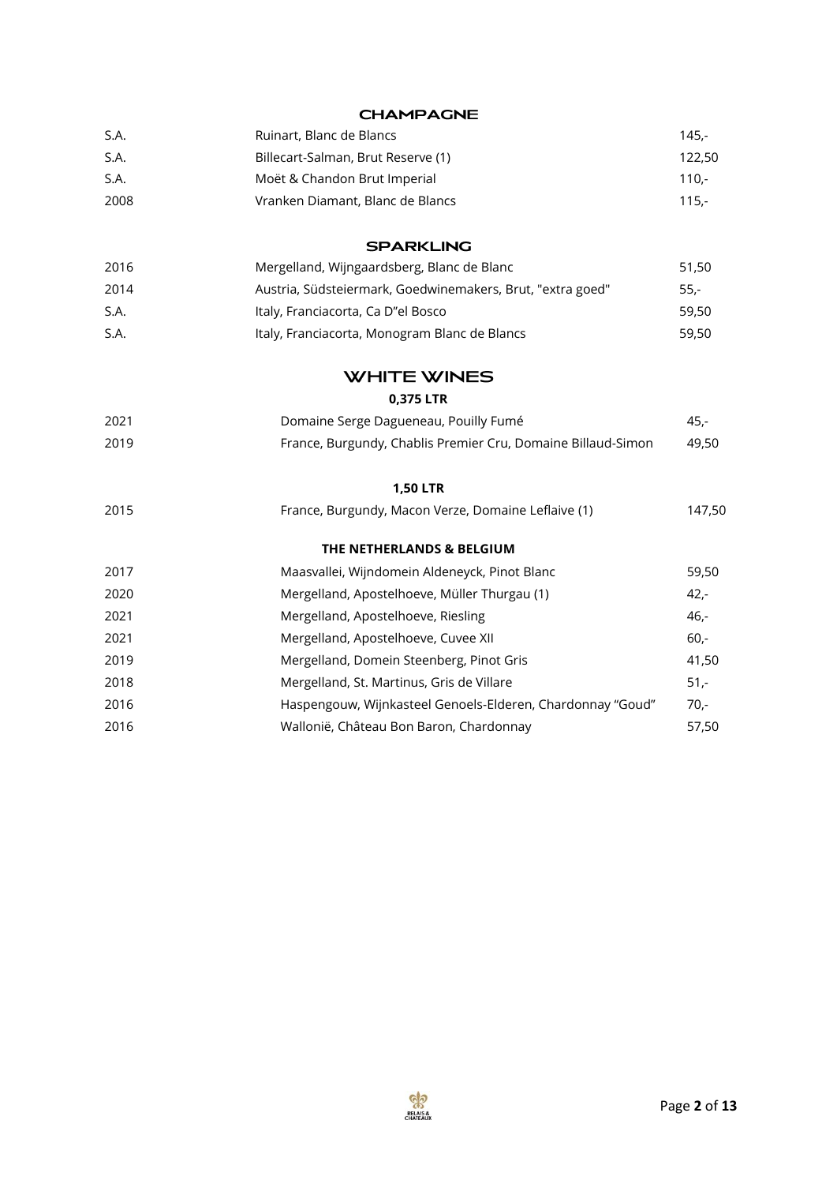## CHAMPAGNE

| | | |
|---|---|---|
| S.A. | Ruinart, Blanc de Blancs | 145,- |
| S.A. | Billecart-Salman, Brut Reserve (1) | 122,50 |
| S.A. | Moët & Chandon Brut Imperial | 110,- |
| 2008 | Vranken Diamant, Blanc de Blancs | 115,- |

## SPARKLING

| | | |
|---|---|---|
| 2016 | Mergelland, Wijngaardsberg, Blanc de Blanc | 51,50 |
| 2014 | Austria, Südsteiermark, Goedwinemakers, Brut, "extra goed" | 55,- |
| S.A. | Italy, Franciacorta, Ca D"el Bosco | 59,50 |
| S.A. | Italy, Franciacorta, Monogram Blanc de Blancs | 59,50 |

# WHITE WINES

**0,375 LTR**

| | | |
|---|---|---|
| 2021 | Domaine Serge Dagueneau, Pouilly Fumé | 45,- |
| 2019 | France, Burgundy, Chablis Premier Cru, Domaine Billaud-Simon | 49,50 |

**1,50 LTR**

| | | |
|---|---|---|
| 2015 | France, Burgundy, Macon Verze, Domaine Leflaive (1) | 147,50 |

**THE NETHERLANDS & BELGIUM**

| | | |
|---|---|---|
| 2017 | Maasvallei, Wijndomein Aldeneyck, Pinot Blanc | 59,50 |
| 2020 | Mergelland, Apostelhoeve, Müller Thurgau (1) | 42,- |
| 2021 | Mergelland, Apostelhoeve, Riesling | 46,- |
| 2021 | Mergelland, Apostelhoeve, Cuvee XII | 60,- |
| 2019 | Mergelland, Domein Steenberg, Pinot Gris | 41,50 |
| 2018 | Mergelland, St. Martinus, Gris de Villare | 51,- |
| 2016 | Haspengouw, Wijnkasteel Genoels-Elderen, Chardonnay "Goud" | 70,- |
| 2016 | Wallonië, Château Bon Baron, Chardonnay | 57,50 |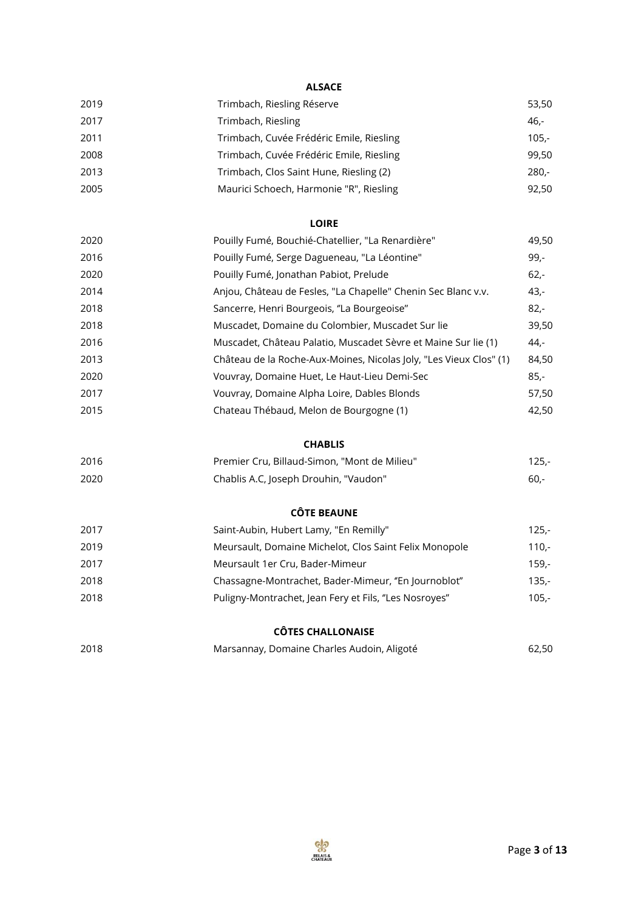## ALSACE

| | | |
|---|---|---|
| 2019 | Trimbach, Riesling Réserve | 53,50 |
| 2017 | Trimbach, Riesling | 46,- |
| 2011 | Trimbach, Cuvée Frédéric Emile, Riesling | 105,- |
| 2008 | Trimbach, Cuvée Frédéric Emile, Riesling | 99,50 |
| 2013 | Trimbach, Clos Saint Hune, Riesling (2) | 280,- |
| 2005 | Maurici Schoech, Harmonie "R", Riesling | 92,50 |

## LOIRE

| | | |
|---|---|---|
| 2020 | Pouilly Fumé, Bouchié-Chatellier, "La Renardière" | 49,50 |
| 2016 | Pouilly Fumé, Serge Dagueneau, "La Léontine" | 99,- |
| 2020 | Pouilly Fumé, Jonathan Pabiot, Prelude | 62,- |
| 2014 | Anjou, Château de Fesles, "La Chapelle" Chenin Sec Blanc v.v. | 43,- |
| 2018 | Sancerre, Henri Bourgeois, "La Bourgeoise" | 82,- |
| 2018 | Muscadet, Domaine du Colombier, Muscadet Sur lie | 39,50 |
| 2016 | Muscadet, Château Palatio, Muscadet Sèvre et Maine Sur lie (1) | 44,- |
| 2013 | Château de la Roche-Aux-Moines, Nicolas Joly, "Les Vieux Clos" (1) | 84,50 |
| 2020 | Vouvray, Domaine Huet, Le Haut-Lieu Demi-Sec | 85,- |
| 2017 | Vouvray, Domaine Alpha Loire, Dables Blonds | 57,50 |
| 2015 | Chateau Thébaud, Melon de Bourgogne (1) | 42,50 |

## CHABLIS

| | | |
|---|---|---|
| 2016 | Premier Cru, Billaud-Simon, "Mont de Milieu" | 125,- |
| 2020 | Chablis A.C, Joseph Drouhin, "Vaudon" | 60,- |

## CÔTE BEAUNE

| | | |
|---|---|---|
| 2017 | Saint-Aubin, Hubert Lamy, "En Remilly" | 125,- |
| 2019 | Meursault, Domaine Michelot, Clos Saint Felix Monopole | 110,- |
| 2017 | Meursault 1er Cru, Bader-Mimeur | 159,- |
| 2018 | Chassagne-Montrachet, Bader-Mimeur, "En Journoblot" | 135,- |
| 2018 | Puligny-Montrachet, Jean Fery et Fils, "Les Nosroyes" | 105,- |

## CÔTES CHALLONAISE

| | | |
|---|---|---|
| 2018 | Marsannay, Domaine Charles Audoin, Aligoté | 62,50 |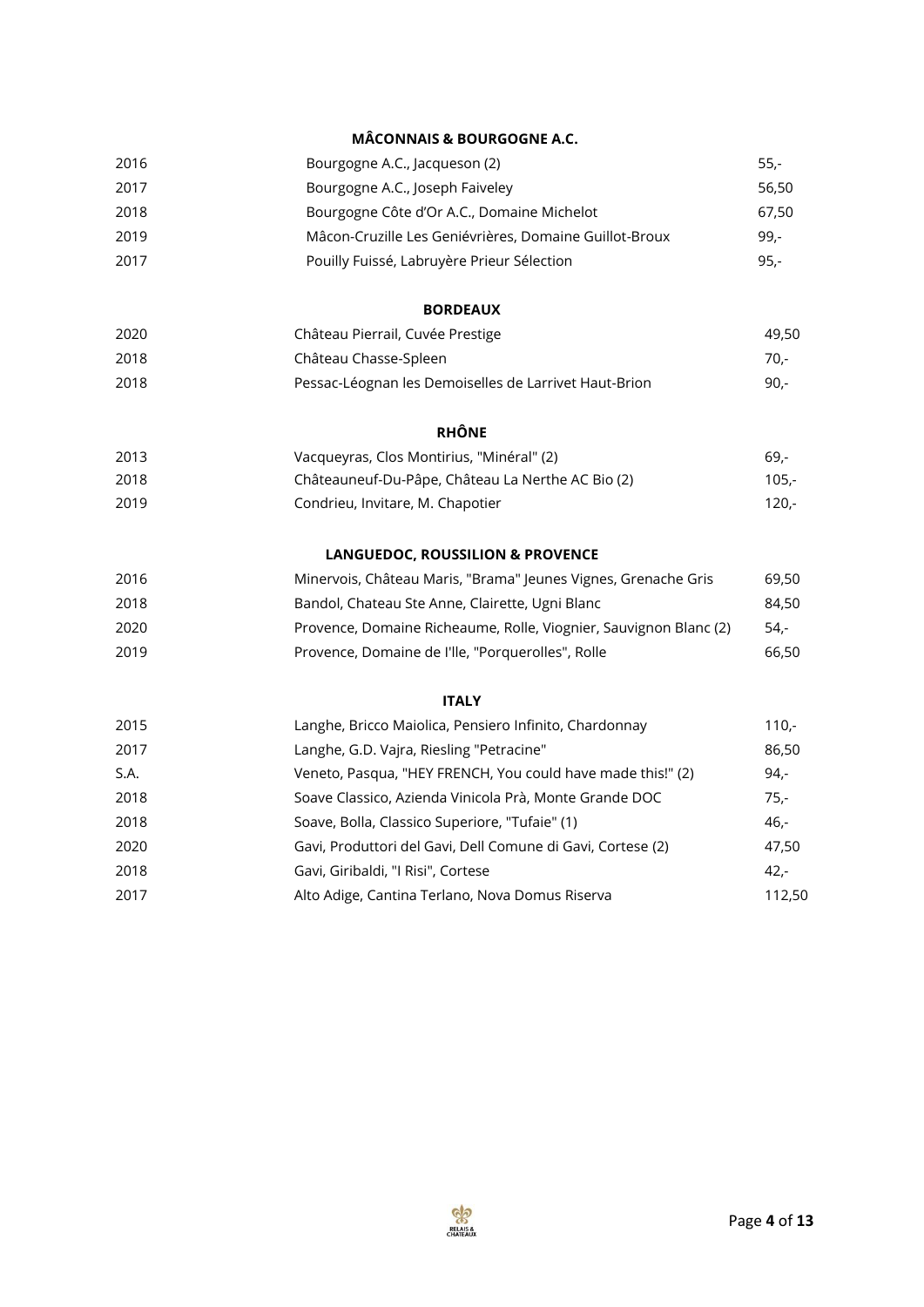### MÂCONNAIS & BOURGOGNE A.C.

| | | |
|---|---|---|
| 2016 | Bourgogne A.C., Jacqueson (2) | 55,- |
| 2017 | Bourgogne A.C., Joseph Faiveley | 56,50 |
| 2018 | Bourgogne Côte d'Or A.C., Domaine Michelot | 67,50 |
| 2019 | Mâcon-Cruzille Les Geniévrières, Domaine Guillot-Broux | 99,- |
| 2017 | Pouilly Fuissé, Labruyère Prieur Sélection | 95,- |

### BORDEAUX

| | | |
|---|---|---|
| 2020 | Château Pierrail, Cuvée Prestige | 49,50 |
| 2018 | Château Chasse-Spleen | 70,- |
| 2018 | Pessac-Léognan les Demoiselles de Larrivet Haut-Brion | 90,- |

### RHÔNE

| | | |
|---|---|---|
| 2013 | Vacqueyras, Clos Montirius, "Minéral" (2) | 69,- |
| 2018 | Châteauneuf-Du-Pâpe, Château La Nerthe AC Bio (2) | 105,- |
| 2019 | Condrieu, Invitare, M. Chapotier | 120,- |

### LANGUEDOC, ROUSSILION & PROVENCE

| | | |
|---|---|---|
| 2016 | Minervois, Château Maris, "Brama" Jeunes Vignes, Grenache Gris | 69,50 |
| 2018 | Bandol, Chateau Ste Anne, Clairette, Ugni Blanc | 84,50 |
| 2020 | Provence, Domaine Richeaume, Rolle, Viognier, Sauvignon Blanc (2) | 54,- |
| 2019 | Provence, Domaine de l'Ile, "Porquerolles", Rolle | 66,50 |

### ITALY

| | | |
|---|---|---|
| 2015 | Langhe, Bricco Maiolica, Pensiero Infinito, Chardonnay | 110,- |
| 2017 | Langhe, G.D. Vajra, Riesling "Petracine" | 86,50 |
| S.A. | Veneto, Pasqua, "HEY FRENCH, You could have made this!" (2) | 94,- |
| 2018 | Soave Classico, Azienda Vinicola Prà, Monte Grande DOC | 75,- |
| 2018 | Soave, Bolla, Classico Superiore, "Tufaie" (1) | 46,- |
| 2020 | Gavi, Produttori del Gavi, Dell Comune di Gavi, Cortese (2) | 47,50 |
| 2018 | Gavi, Giribaldi, "I Risi", Cortese | 42,- |
| 2017 | Alto Adige, Cantina Terlano, Nova Domus Riserva | 112,50 |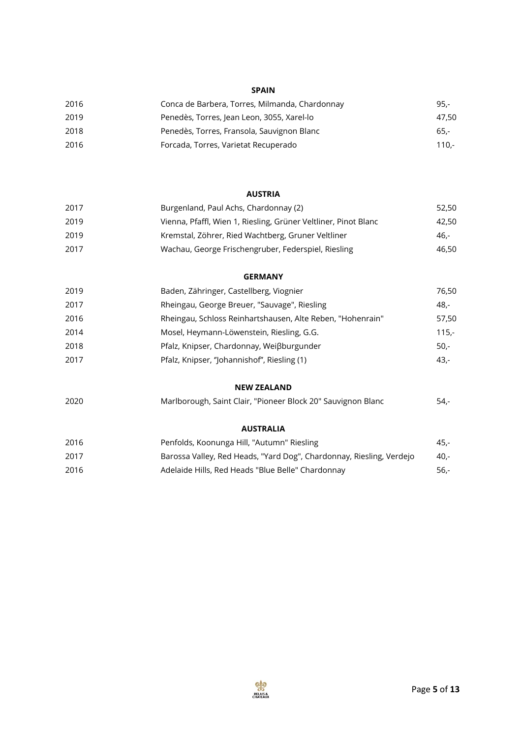## SPAIN

| | | |
|---|---|---|
| 2016 | Conca de Barbera, Torres, Milmanda, Chardonnay | 95,- |
| 2019 | Penedès, Torres, Jean Leon, 3055, Xarel-lo | 47,50 |
| 2018 | Penedès, Torres, Fransola, Sauvignon Blanc | 65,- |
| 2016 | Forcada, Torres, Varietat Recuperado | 110,- |

## AUSTRIA

| | | |
|---|---|---|
| 2017 | Burgenland, Paul Achs, Chardonnay (2) | 52,50 |
| 2019 | Vienna, Pfaffl, Wien 1, Riesling, Grüner Veltliner, Pinot Blanc | 42,50 |
| 2019 | Kremstal, Zöhrer, Ried Wachtberg, Gruner Veltliner | 46,- |
| 2017 | Wachau, George Frischengruber, Federspiel, Riesling | 46,50 |

## GERMANY

| | | |
|---|---|---|
| 2019 | Baden, Zähringer, Castellberg, Viognier | 76,50 |
| 2017 | Rheingau, George Breuer, "Sauvage", Riesling | 48,- |
| 2016 | Rheingau, Schloss Reinhartshausen, Alte Reben, "Hohenrain" | 57,50 |
| 2014 | Mosel, Heymann-Löwenstein, Riesling, G.G. | 115,- |
| 2018 | Pfalz, Knipser, Chardonnay, Weiβburgunder | 50,- |
| 2017 | Pfalz, Knipser, "Johannishof", Riesling (1) | 43,- |

## NEW ZEALAND

| | | |
|---|---|---|
| 2020 | Marlborough, Saint Clair, "Pioneer Block 20" Sauvignon Blanc | 54,- |

## AUSTRALIA

| | | |
|---|---|---|
| 2016 | Penfolds, Koonunga Hill, "Autumn" Riesling | 45,- |
| 2017 | Barossa Valley, Red Heads, "Yard Dog", Chardonnay, Riesling, Verdejo | 40,- |
| 2016 | Adelaide Hills, Red Heads "Blue Belle" Chardonnay | 56,- |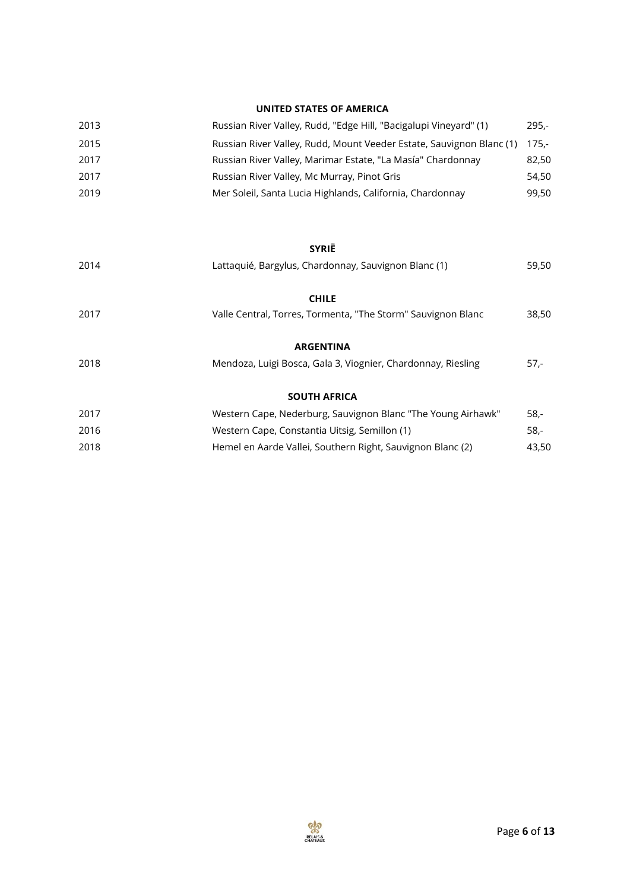## UNITED STATES OF AMERICA

| | | |
|---|---|---|
| 2013 | Russian River Valley, Rudd, "Edge Hill, "Bacigalupi Vineyard" (1) | 295,- |
| 2015 | Russian River Valley, Rudd, Mount Veeder Estate, Sauvignon Blanc (1) | 175,- |
| 2017 | Russian River Valley, Marimar Estate, "La Masía" Chardonnay | 82,50 |
| 2017 | Russian River Valley, Mc Murray, Pinot Gris | 54,50 |
| 2019 | Mer Soleil, Santa Lucia Highlands, California, Chardonnay | 99,50 |

## SYRIË

| | | |
|---|---|---|
| 2014 | Lattaquié, Bargylus, Chardonnay, Sauvignon Blanc (1) | 59,50 |

## CHILE

| | | |
|---|---|---|
| 2017 | Valle Central, Torres, Tormenta, "The Storm" Sauvignon Blanc | 38,50 |

## ARGENTINA

| | | |
|---|---|---|
| 2018 | Mendoza, Luigi Bosca, Gala 3, Viognier, Chardonnay, Riesling | 57,- |

## SOUTH AFRICA

| | | |
|---|---|---|
| 2017 | Western Cape, Nederburg, Sauvignon Blanc "The Young Airhawk" | 58,- |
| 2016 | Western Cape, Constantia Uitsig, Semillon (1) | 58,- |
| 2018 | Hemel en Aarde Vallei, Southern Right, Sauvignon Blanc (2) | 43,50 |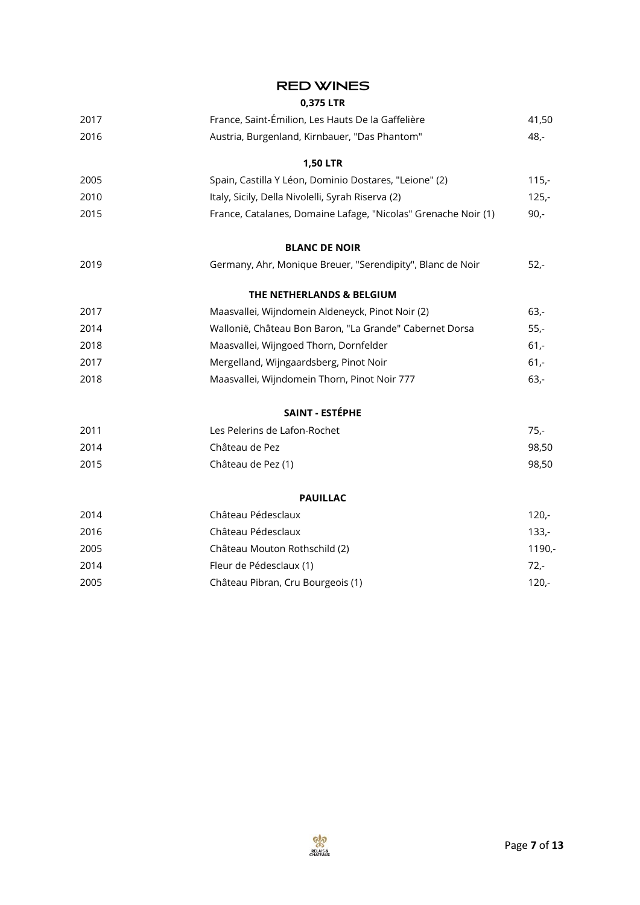# RED WINES

## 0,375 LTR

| | | |
|---|---|---|
| 2017 | France, Saint-Émilion, Les Hauts De la Gaffelière | 41,50 |
| 2016 | Austria, Burgenland, Kirnbauer, "Das Phantom" | 48,- |

## 1,50 LTR

| | | |
|---|---|---|
| 2005 | Spain, Castilla Y Léon, Dominio Dostares, "Leione" (2) | 115,- |
| 2010 | Italy, Sicily, Della Nivolelli, Syrah Riserva (2) | 125,- |
| 2015 | France, Catalanes, Domaine Lafage, "Nicolas" Grenache Noir (1) | 90,- |

## BLANC DE NOIR

| | | |
|---|---|---|
| 2019 | Germany, Ahr, Monique Breuer, "Serendipity", Blanc de Noir | 52,- |

## THE NETHERLANDS & BELGIUM

| | | |
|---|---|---|
| 2017 | Maasvallei, Wijndomein Aldeneyck, Pinot Noir (2) | 63,- |
| 2014 | Wallonië, Château Bon Baron, "La Grande" Cabernet Dorsa | 55,- |
| 2018 | Maasvallei, Wijngoed Thorn, Dornfelder | 61,- |
| 2017 | Mergelland, Wijngaardsberg, Pinot Noir | 61,- |
| 2018 | Maasvallei, Wijndomein Thorn, Pinot Noir 777 | 63,- |

## SAINT - ESTÉPHE

| | | |
|---|---|---|
| 2011 | Les Pelerins de Lafon-Rochet | 75,- |
| 2014 | Château de Pez | 98,50 |
| 2015 | Château de Pez (1) | 98,50 |

## PAUILLAC

| | | |
|---|---|---|
| 2014 | Château Pédesclaux | 120,- |
| 2016 | Château Pédesclaux | 133,- |
| 2005 | Château Mouton Rothschild (2) | 1190,- |
| 2014 | Fleur de Pédesclaux (1) | 72,- |
| 2005 | Château Pibran, Cru Bourgeois (1) | 120,- |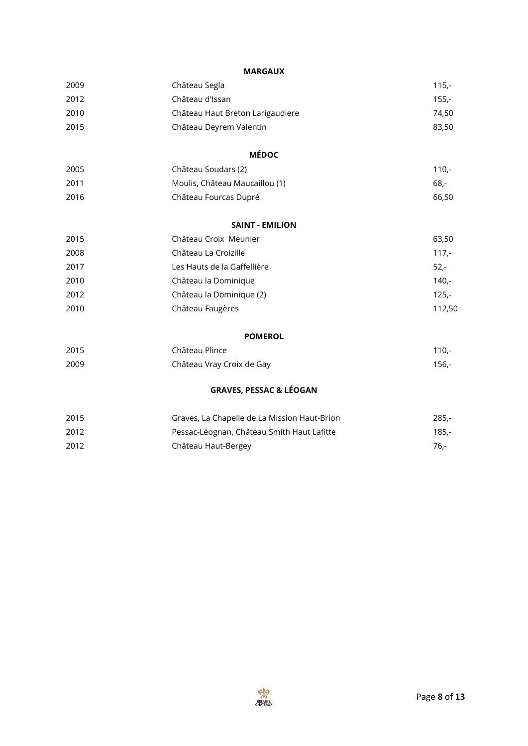## MARGAUX

| | | |
|---|---|---|
| 2009 | Château Segla | 115,- |
| 2012 | Château d'Issan | 155,- |
| 2010 | Château Haut Breton Larigaudiere | 74,50 |
| 2015 | Château Deyrem Valentin | 83,50 |

## MÉDOC

| | | |
|---|---|---|
| 2005 | Château Soudars (2) | 110,- |
| 2011 | Moulis, Château Maucaillou (1) | 68,- |
| 2016 | Château Fourcas Dupré | 66,50 |

## SAINT - EMILION

| | | |
|---|---|---|
| 2015 | Château Croix  Meunier | 63,50 |
| 2008 | Château La Croizille | 117,- |
| 2017 | Les Hauts de la Gaffellière | 52,- |
| 2010 | Château la Dominique | 140,- |
| 2012 | Château la Dominique (2) | 125,- |
| 2010 | Château Faugères | 112,50 |

## POMEROL

| | | |
|---|---|---|
| 2015 | Château Plince | 110,- |
| 2009 | Château Vray Croix de Gay | 156,- |

## GRAVES, PESSAC & LÉOGAN

| | | |
|---|---|---|
| 2015 | Graves, La Chapelle de La Mission Haut-Brion | 285,- |
| 2012 | Pessac-Léognan, Château Smith Haut Lafitte | 185,- |
| 2012 | Château Haut-Bergey | 76,- |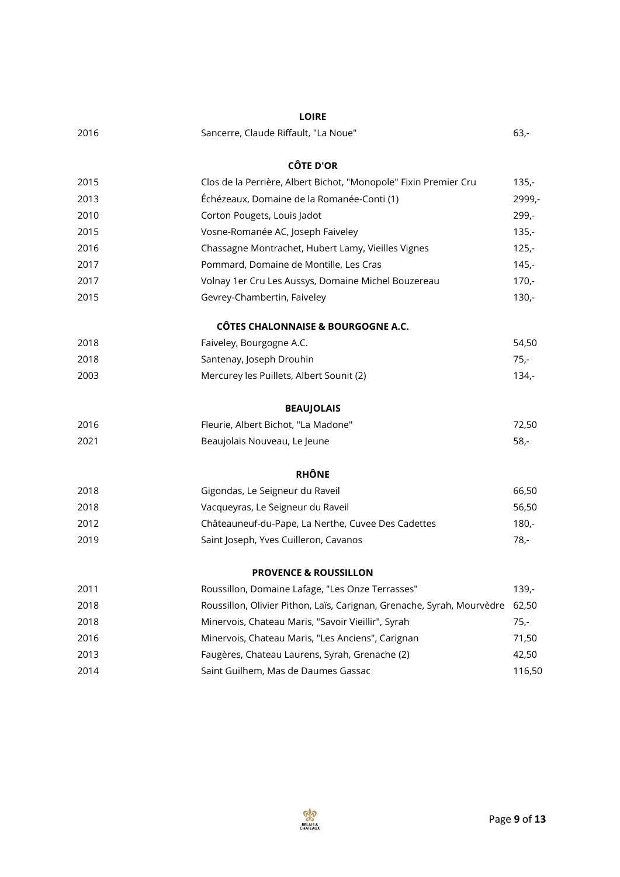**LOIRE**

| | | |
|---|---|---|
| 2016 | Sancerre, Claude Riffault, "La Noue" | 63,- |

**CÔTE D'OR**

| | | |
|---|---|---|
| 2015 | Clos de la Perrière, Albert Bichot, "Monopole" Fixin Premier Cru | 135,- |
| 2013 | Échézeaux, Domaine de la Romanée-Conti (1) | 2999,- |
| 2010 | Corton Pougets, Louis Jadot | 299,- |
| 2015 | Vosne-Romanée AC, Joseph Faiveley | 135,- |
| 2016 | Chassagne Montrachet, Hubert Lamy, Vieilles Vignes | 125,- |
| 2017 | Pommard, Domaine de Montille, Les Cras | 145,- |
| 2017 | Volnay 1er Cru Les Aussys, Domaine Michel Bouzereau | 170,- |
| 2015 | Gevrey-Chambertin, Faiveley | 130,- |

**CÔTES CHALONNAISE & BOURGOGNE A.C.**

| | | |
|---|---|---|
| 2018 | Faiveley, Bourgogne A.C. | 54,50 |
| 2018 | Santenay, Joseph Drouhin | 75,- |
| 2003 | Mercurey les Puillets, Albert Sounit (2) | 134,- |

**BEAUJOLAIS**

| | | |
|---|---|---|
| 2016 | Fleurie, Albert Bichot, "La Madone" | 72,50 |
| 2021 | Beaujolais Nouveau, Le Jeune | 58,- |

**RHÔNE**

| | | |
|---|---|---|
| 2018 | Gigondas, Le Seigneur du Raveil | 66,50 |
| 2018 | Vacqueyras, Le Seigneur du Raveil | 56,50 |
| 2012 | Châteauneuf-du-Pape, La Nerthe, Cuvee Des Cadettes | 180,- |
| 2019 | Saint Joseph, Yves Cuilleron, Cavanos | 78,- |

**PROVENCE & ROUSSILLON**

| | | |
|---|---|---|
| 2011 | Roussillon, Domaine Lafage, "Les Onze Terrasses" | 139,- |
| 2018 | Roussillon, Olivier Pithon, Laïs, Carignan, Grenache, Syrah, Mourvèdre | 62,50 |
| 2018 | Minervois, Chateau Maris, "Savoir Vieillir", Syrah | 75,- |
| 2016 | Minervois, Chateau Maris, "Les Anciens", Carignan | 71,50 |
| 2013 | Faugères, Chateau Laurens, Syrah, Grenache (2) | 42,50 |
| 2014 | Saint Guilhem, Mas de Daumes Gassac | 116,50 |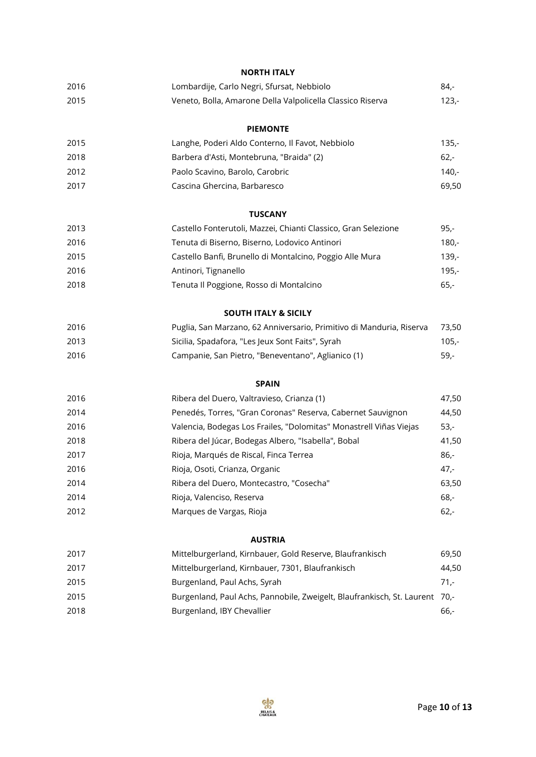### NORTH ITALY

| | | |
|---|---|---|
| 2016 | Lombardije, Carlo Negri, Sfursat, Nebbiolo | 84,- |
| 2015 | Veneto, Bolla, Amarone Della Valpolicella Classico Riserva | 123,- |

### PIEMONTE

| | | |
|---|---|---|
| 2015 | Langhe, Poderi Aldo Conterno, Il Favot, Nebbiolo | 135,- |
| 2018 | Barbera d'Asti, Montebruna, "Braida" (2) | 62,- |
| 2012 | Paolo Scavino, Barolo, Carobric | 140,- |
| 2017 | Cascina Ghercina, Barbaresco | 69,50 |

### TUSCANY

| | | |
|---|---|---|
| 2013 | Castello Fonterutoli, Mazzei, Chianti Classico, Gran Selezione | 95,- |
| 2016 | Tenuta di Biserno, Biserno, Lodovico Antinori | 180,- |
| 2015 | Castello Banfi, Brunello di Montalcino, Poggio Alle Mura | 139,- |
| 2016 | Antinori, Tignanello | 195,- |
| 2018 | Tenuta Il Poggione, Rosso di Montalcino | 65,- |

### SOUTH ITALY & SICILY

| | | |
|---|---|---|
| 2016 | Puglia, San Marzano, 62 Anniversario, Primitivo di Manduria, Riserva | 73,50 |
| 2013 | Sicilia, Spadafora, "Les Jeux Sont Faits", Syrah | 105,- |
| 2016 | Campanie, San Pietro, "Beneventano", Aglianico (1) | 59,- |

### SPAIN

| | | |
|---|---|---|
| 2016 | Ribera del Duero, Valtravieso, Crianza (1) | 47,50 |
| 2014 | Penedés, Torres, "Gran Coronas" Reserva, Cabernet Sauvignon | 44,50 |
| 2016 | Valencia, Bodegas Los Frailes, "Dolomitas" Monastrell Viñas Viejas | 53,- |
| 2018 | Ribera del Júcar, Bodegas Albero, "Isabella", Bobal | 41,50 |
| 2017 | Rioja, Marqués de Riscal, Finca Terrea | 86,- |
| 2016 | Rioja, Osoti, Crianza, Organic | 47,- |
| 2014 | Ribera del Duero, Montecastro, "Cosecha" | 63,50 |
| 2014 | Rioja, Valenciso, Reserva | 68,- |
| 2012 | Marques de Vargas, Rioja | 62,- |

### AUSTRIA

| | | |
|---|---|---|
| 2017 | Mittelburgerland, Kirnbauer, Gold Reserve, Blaufrankisch | 69,50 |
| 2017 | Mittelburgerland, Kirnbauer, 7301, Blaufrankisch | 44,50 |
| 2015 | Burgenland, Paul Achs, Syrah | 71,- |
| 2015 | Burgenland, Paul Achs, Pannobile, Zweigelt, Blaufrankisch, St. Laurent | 70,- |
| 2018 | Burgenland, IBY Chevallier | 66,- |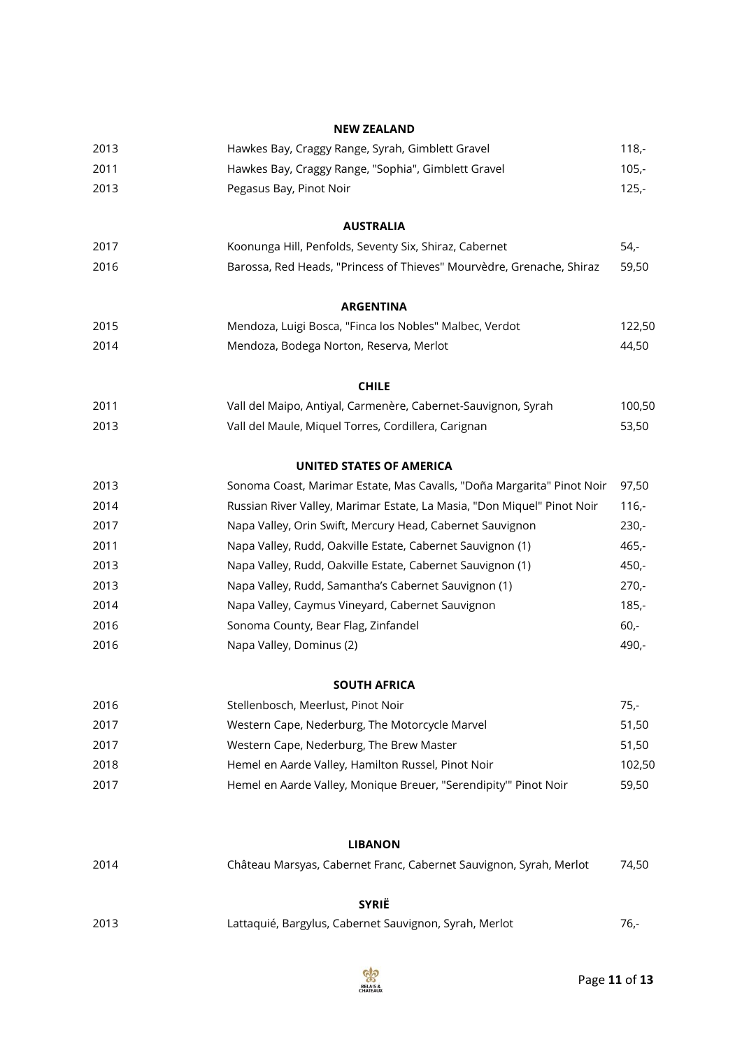## NEW ZEALAND

| | | |
|---|---|---|
| 2013 | Hawkes Bay, Craggy Range, Syrah, Gimblett Gravel | 118,- |
| 2011 | Hawkes Bay, Craggy Range, "Sophia", Gimblett Gravel | 105,- |
| 2013 | Pegasus Bay, Pinot Noir | 125,- |

## AUSTRALIA

| | | |
|---|---|---|
| 2017 | Koonunga Hill, Penfolds, Seventy Six, Shiraz, Cabernet | 54,- |
| 2016 | Barossa, Red Heads, "Princess of Thieves" Mourvèdre, Grenache, Shiraz | 59,50 |

## ARGENTINA

| | | |
|---|---|---|
| 2015 | Mendoza, Luigi Bosca, "Finca los Nobles" Malbec, Verdot | 122,50 |
| 2014 | Mendoza, Bodega Norton, Reserva, Merlot | 44,50 |

## CHILE

| | | |
|---|---|---|
| 2011 | Vall del Maipo, Antiyal, Carmenère, Cabernet-Sauvignon, Syrah | 100,50 |
| 2013 | Vall del Maule, Miquel Torres, Cordillera, Carignan | 53,50 |

## UNITED STATES OF AMERICA

| | | |
|---|---|---|
| 2013 | Sonoma Coast, Marimar Estate, Mas Cavalls, "Doña Margarita" Pinot Noir | 97,50 |
| 2014 | Russian River Valley, Marimar Estate, La Masia, "Don Miquel" Pinot Noir | 116,- |
| 2017 | Napa Valley, Orin Swift, Mercury Head, Cabernet Sauvignon | 230,- |
| 2011 | Napa Valley, Rudd, Oakville Estate, Cabernet Sauvignon (1) | 465,- |
| 2013 | Napa Valley, Rudd, Oakville Estate, Cabernet Sauvignon (1) | 450,- |
| 2013 | Napa Valley, Rudd, Samantha's Cabernet Sauvignon (1) | 270,- |
| 2014 | Napa Valley, Caymus Vineyard, Cabernet Sauvignon | 185,- |
| 2016 | Sonoma County, Bear Flag, Zinfandel | 60,- |
| 2016 | Napa Valley, Dominus (2) | 490,- |

## SOUTH AFRICA

| | | |
|---|---|---|
| 2016 | Stellenbosch, Meerlust, Pinot Noir | 75,- |
| 2017 | Western Cape, Nederburg, The Motorcycle Marvel | 51,50 |
| 2017 | Western Cape, Nederburg, The Brew Master | 51,50 |
| 2018 | Hemel en Aarde Valley, Hamilton Russel, Pinot Noir | 102,50 |
| 2017 | Hemel en Aarde Valley, Monique Breuer, "Serendipity'" Pinot Noir | 59,50 |

## LIBANON

| | | |
|---|---|---|
| 2014 | Château Marsyas, Cabernet Franc, Cabernet Sauvignon, Syrah, Merlot | 74,50 |

## SYRIË

| | | |
|---|---|---|
| 2013 | Lattaquié, Bargylus, Cabernet Sauvignon, Syrah, Merlot | 76,- |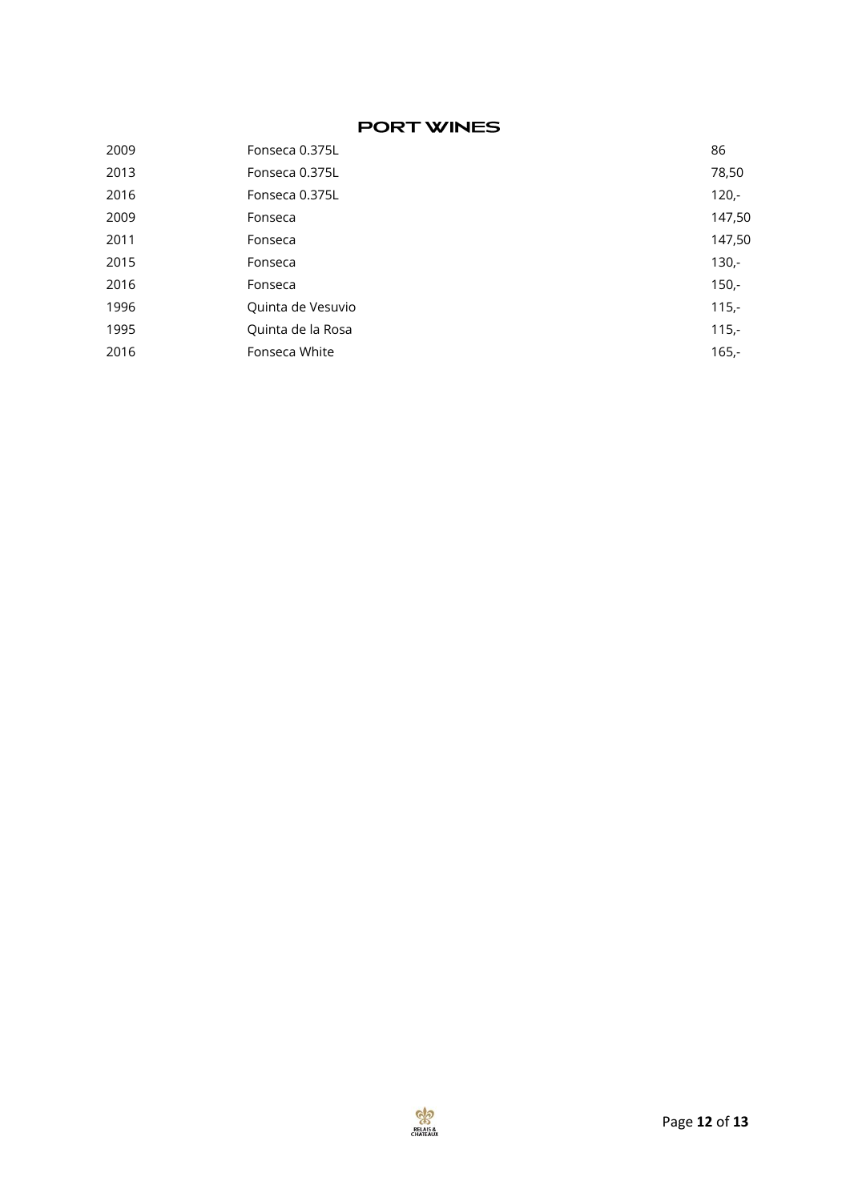## PORT WINES

| | | |
|---|---|---|
| 2009 | Fonseca 0.375L | 86 |
| 2013 | Fonseca 0.375L | 78,50 |
| 2016 | Fonseca 0.375L | 120,- |
| 2009 | Fonseca | 147,50 |
| 2011 | Fonseca | 147,50 |
| 2015 | Fonseca | 130,- |
| 2016 | Fonseca | 150,- |
| 1996 | Quinta de Vesuvio | 115,- |
| 1995 | Quinta de la Rosa | 115,- |
| 2016 | Fonseca White | 165,- |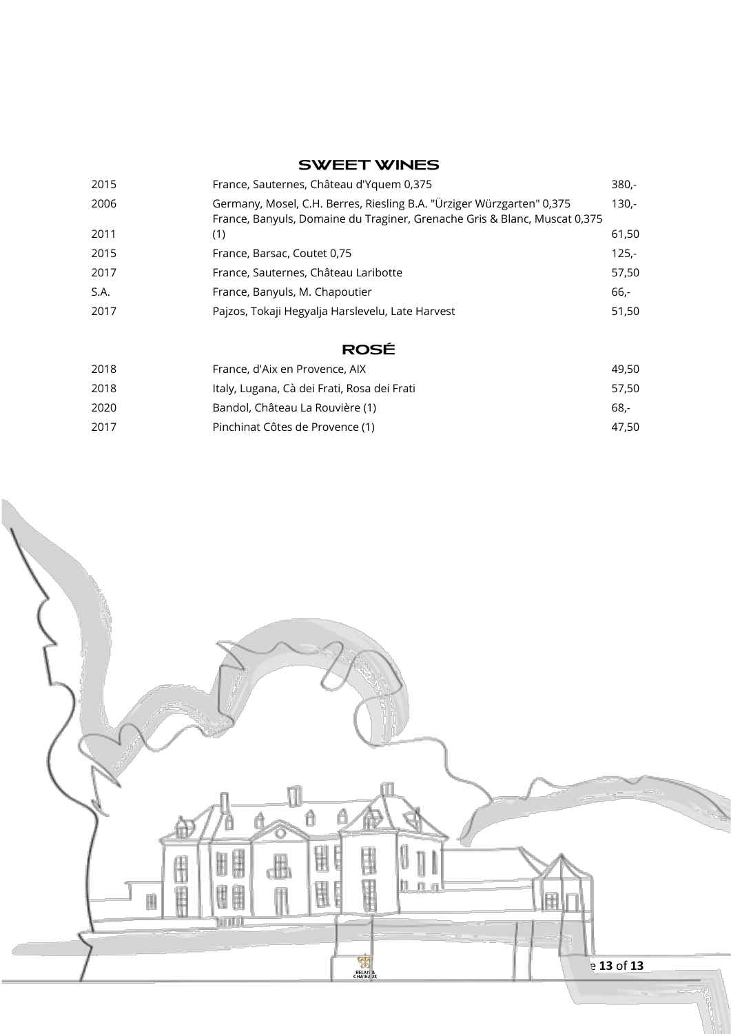## SWEET WINES

| | | |
|---|---|---|
| 2015 | France, Sauternes, Château d'Yquem 0,375 | 380,- |
| 2006 | Germany, Mosel, C.H. Berres, Riesling B.A. "Ürziger Würzgarten" 0,375 | 130,- |
| 2011 | France, Banyuls, Domaine du Traginer, Grenache Gris & Blanc, Muscat 0,375 (1) | 61,50 |
| 2015 | France, Barsac, Coutet 0,75 | 125,- |
| 2017 | France, Sauternes, Château Laribotte | 57,50 |
| S.A. | France, Banyuls, M. Chapoutier | 66,- |
| 2017 | Pajzos, Tokaji Hegyalja Harslevelu, Late Harvest | 51,50 |

## ROSÉ

| | | |
|---|---|---|
| 2018 | France, d'Aix en Provence, AIX | 49,50 |
| 2018 | Italy, Lugana, Cà dei Frati, Rosa dei Frati | 57,50 |
| 2020 | Bandol, Château La Rouvière (1) | 68,- |
| 2017 | Pinchinat Côtes de Provence (1) | 47,50 |